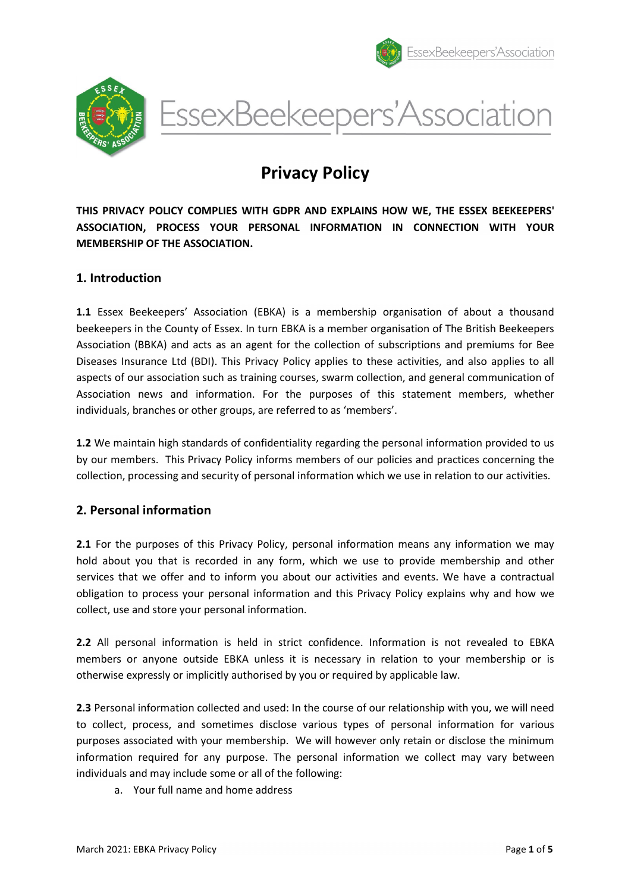# EssexBeekeepers'Association

## Privacy Policy

**THIS PRIVACY POLICY COMPLIES WITH GDPR AND EXPLAINS HOW WE, THE ESSEX BEEKEEPERS' ASSOCIATION, PROCESS YOUR PERSONAL INFORMATION IN CONNECTION WITH YOUR MEMBERSHIP OF THE ASSOCIATION.**

### 1. Introduction

**1.1** Essex Beekeepers' Association (EBKA) is a membership organisation of about a thousand beekeepers in the County of Essex. In turn EBKA is a member organisation of The British Beekeepers Association (BBKA) and acts as an agent for the collection of subscriptions and premiums for Bee Diseases Insurance Ltd (BDI). This Privacy Policy applies to these activities, and also applies to all aspects of our association such as training courses, swarm collection, and general communication of Association news and information. For the purposes of this statement members, whether individuals, branches or other groups, are referred to as 'members'.

**1.2** We maintain high standards of confidentiality regarding the personal information provided to us by our members. This Privacy Policy informs members of our policies and practices concerning the collection, processing and security of personal information which we use in relation to our activities.

### 2. Personal information

**2.1** For the purposes of this Privacy Policy, personal information means any information we may hold about you that is recorded in any form, which we use to provide membership and other services that we offer and to inform you about our activities and events. We have a contractual obligation to process your personal information and this Privacy Policy explains why and how we collect, use and store your personal information.

**2.2** All personal information is held in strict confidence. Information is not revealed to EBKA members or anyone outside EBKA unless it is necessary in relation to your membership or is otherwise expressly or implicitly authorised by you or required by applicable law.

**2.3** Personal information collected and used: In the course of our relationship with you, we will need to collect, process, and sometimes disclose various types of personal information for various purposes associated with your membership. We will however only retain or disclose the minimum information required for any purpose. The personal information we collect may vary between individuals and may include some or all of the following:

a. Your full name and home address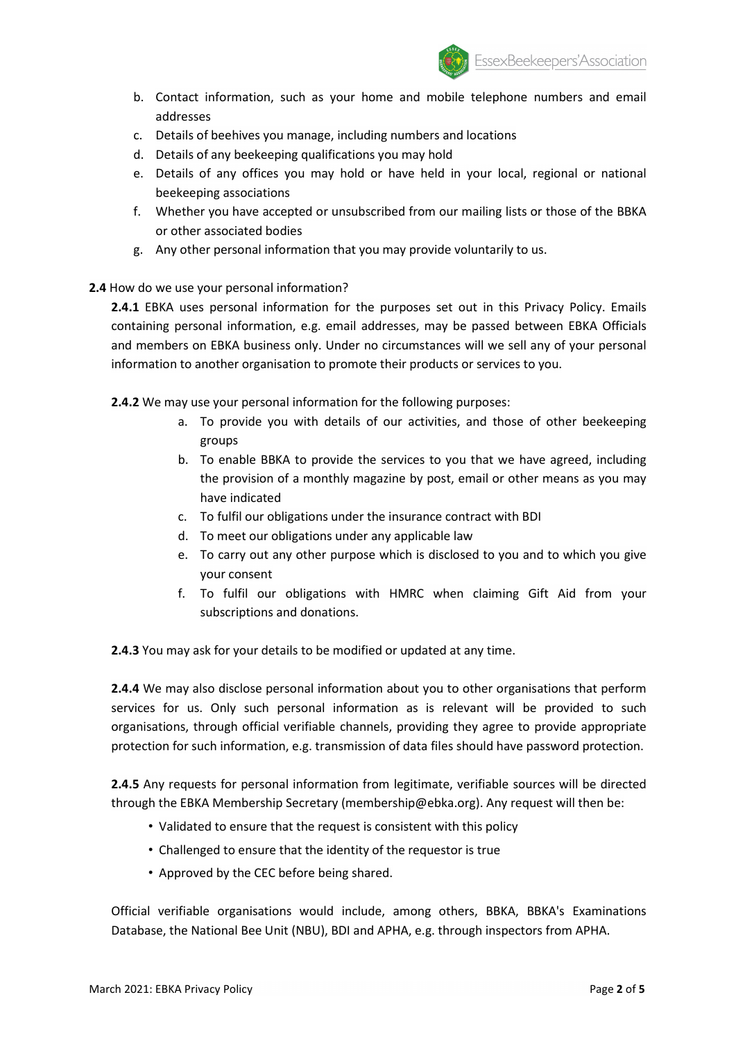b. Contact information, such as your home and mobile telephone numbers and email addresses
c. Details of beehives you manage, including numbers and locations
d. Details of any beekeeping qualifications you may hold
e. Details of any offices you may hold or have held in your local, regional or national beekeeping associations
f. Whether you have accepted or unsubscribed from our mailing lists or those of the BBKA or other associated bodies
g. Any other personal information that you may provide voluntarily to us.

**2.4** How do we use your personal information?

**2.4.1** EBKA uses personal information for the purposes set out in this Privacy Policy. Emails containing personal information, e.g. email addresses, may be passed between EBKA Officials and members on EBKA business only. Under no circumstances will we sell any of your personal information to another organisation to promote their products or services to you.

**2.4.2** We may use your personal information for the following purposes:

a. To provide you with details of our activities, and those of other beekeeping groups
b. To enable BBKA to provide the services to you that we have agreed, including the provision of a monthly magazine by post, email or other means as you may have indicated
c. To fulfil our obligations under the insurance contract with BDI
d. To meet our obligations under any applicable law
e. To carry out any other purpose which is disclosed to you and to which you give your consent
f. To fulfil our obligations with HMRC when claiming Gift Aid from your subscriptions and donations.

**2.4.3** You may ask for your details to be modified or updated at any time.

**2.4.4** We may also disclose personal information about you to other organisations that perform services for us. Only such personal information as is relevant will be provided to such organisations, through official verifiable channels, providing they agree to provide appropriate protection for such information, e.g. transmission of data files should have password protection.

**2.4.5** Any requests for personal information from legitimate, verifiable sources will be directed through the EBKA Membership Secretary (membership@ebka.org). Any request will then be:

- Validated to ensure that the request is consistent with this policy
- Challenged to ensure that the identity of the requestor is true
- Approved by the CEC before being shared.

Official verifiable organisations would include, among others, BBKA, BBKA's Examinations Database, the National Bee Unit (NBU), BDI and APHA, e.g. through inspectors from APHA.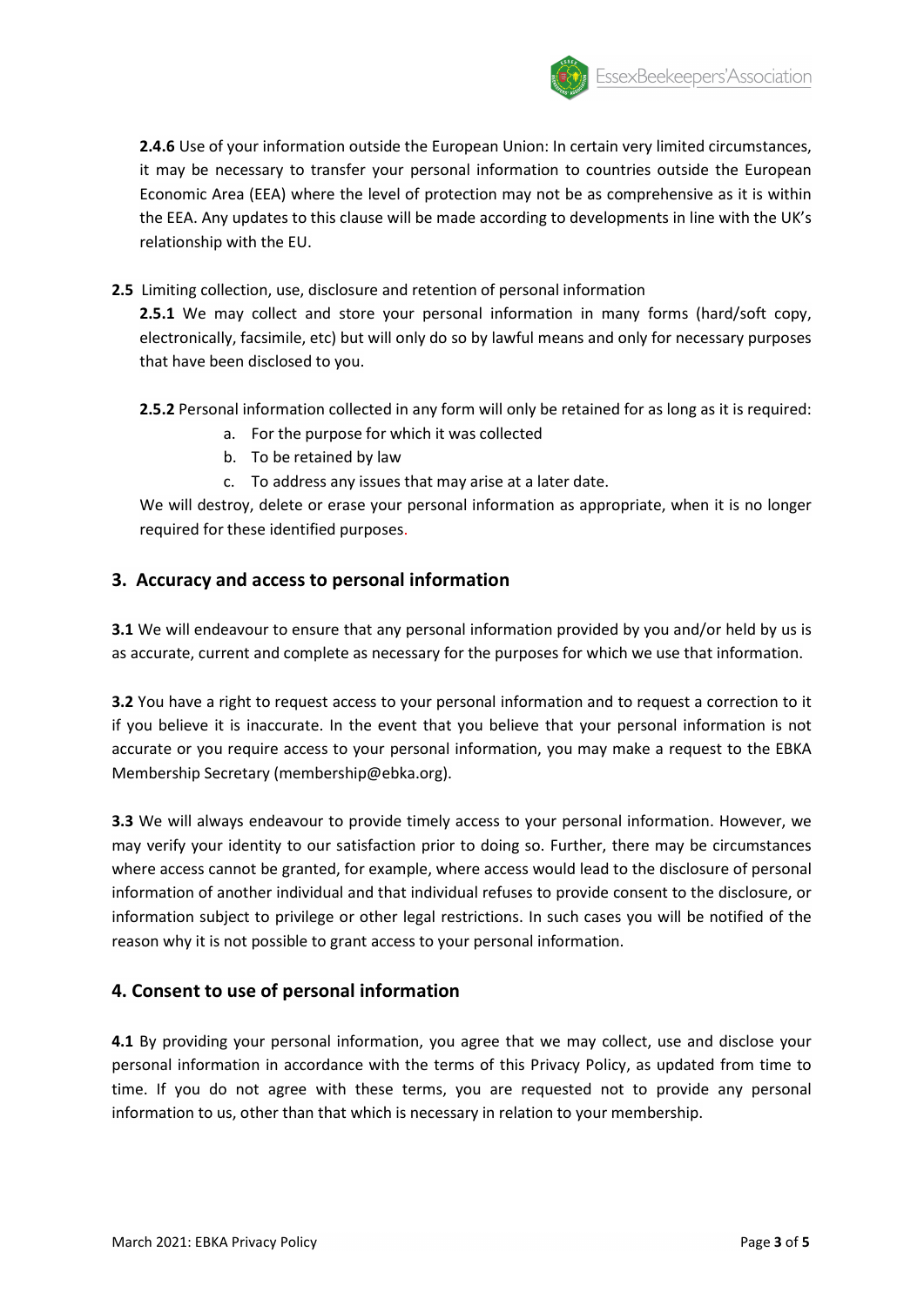**2.4.6** Use of your information outside the European Union: In certain very limited circumstances, it may be necessary to transfer your personal information to countries outside the European Economic Area (EEA) where the level of protection may not be as comprehensive as it is within the EEA. Any updates to this clause will be made according to developments in line with the UK's relationship with the EU.

**2.5** Limiting collection, use, disclosure and retention of personal information

**2.5.1** We may collect and store your personal information in many forms (hard/soft copy, electronically, facsimile, etc) but will only do so by lawful means and only for necessary purposes that have been disclosed to you.

**2.5.2** Personal information collected in any form will only be retained for as long as it is required:

a. For the purpose for which it was collected
b. To be retained by law
c. To address any issues that may arise at a later date.

We will destroy, delete or erase your personal information as appropriate, when it is no longer required for these identified purposes.

## 3. Accuracy and access to personal information

**3.1** We will endeavour to ensure that any personal information provided by you and/or held by us is as accurate, current and complete as necessary for the purposes for which we use that information.

**3.2** You have a right to request access to your personal information and to request a correction to it if you believe it is inaccurate. In the event that you believe that your personal information is not accurate or you require access to your personal information, you may make a request to the EBKA Membership Secretary (membership@ebka.org).

**3.3** We will always endeavour to provide timely access to your personal information. However, we may verify your identity to our satisfaction prior to doing so. Further, there may be circumstances where access cannot be granted, for example, where access would lead to the disclosure of personal information of another individual and that individual refuses to provide consent to the disclosure, or information subject to privilege or other legal restrictions. In such cases you will be notified of the reason why it is not possible to grant access to your personal information.

## 4. Consent to use of personal information

**4.1** By providing your personal information, you agree that we may collect, use and disclose your personal information in accordance with the terms of this Privacy Policy, as updated from time to time. If you do not agree with these terms, you are requested not to provide any personal information to us, other than that which is necessary in relation to your membership.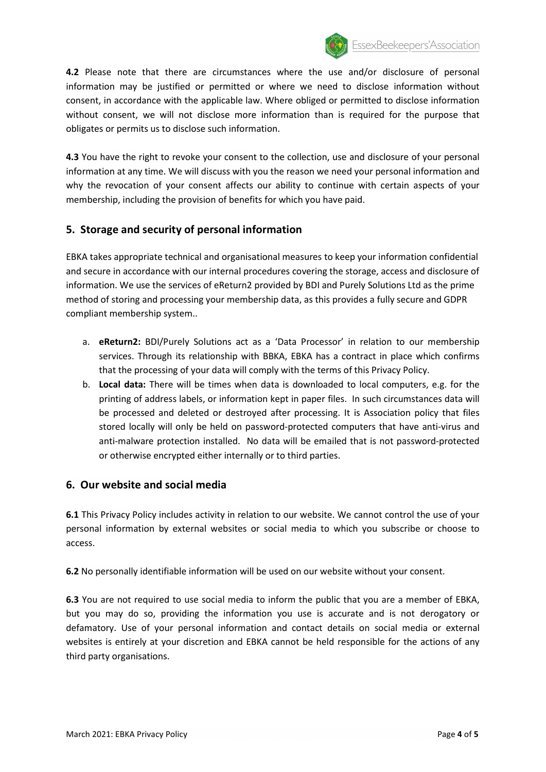**4.2** Please note that there are circumstances where the use and/or disclosure of personal information may be justified or permitted or where we need to disclose information without consent, in accordance with the applicable law. Where obliged or permitted to disclose information without consent, we will not disclose more information than is required for the purpose that obligates or permits us to disclose such information.

**4.3** You have the right to revoke your consent to the collection, use and disclosure of your personal information at any time. We will discuss with you the reason we need your personal information and why the revocation of your consent affects our ability to continue with certain aspects of your membership, including the provision of benefits for which you have paid.

## 5. Storage and security of personal information

EBKA takes appropriate technical and organisational measures to keep your information confidential and secure in accordance with our internal procedures covering the storage, access and disclosure of information. We use the services of eReturn2 provided by BDI and Purely Solutions Ltd as the prime method of storing and processing your membership data, as this provides a fully secure and GDPR compliant membership system..

a. **eReturn2:** BDI/Purely Solutions act as a 'Data Processor' in relation to our membership services. Through its relationship with BBKA, EBKA has a contract in place which confirms that the processing of your data will comply with the terms of this Privacy Policy.
b. **Local data:** There will be times when data is downloaded to local computers, e.g. for the printing of address labels, or information kept in paper files. In such circumstances data will be processed and deleted or destroyed after processing. It is Association policy that files stored locally will only be held on password-protected computers that have anti-virus and anti-malware protection installed. No data will be emailed that is not password-protected or otherwise encrypted either internally or to third parties.

## 6. Our website and social media

**6.1** This Privacy Policy includes activity in relation to our website. We cannot control the use of your personal information by external websites or social media to which you subscribe or choose to access.

**6.2** No personally identifiable information will be used on our website without your consent.

**6.3** You are not required to use social media to inform the public that you are a member of EBKA, but you may do so, providing the information you use is accurate and is not derogatory or defamatory. Use of your personal information and contact details on social media or external websites is entirely at your discretion and EBKA cannot be held responsible for the actions of any third party organisations.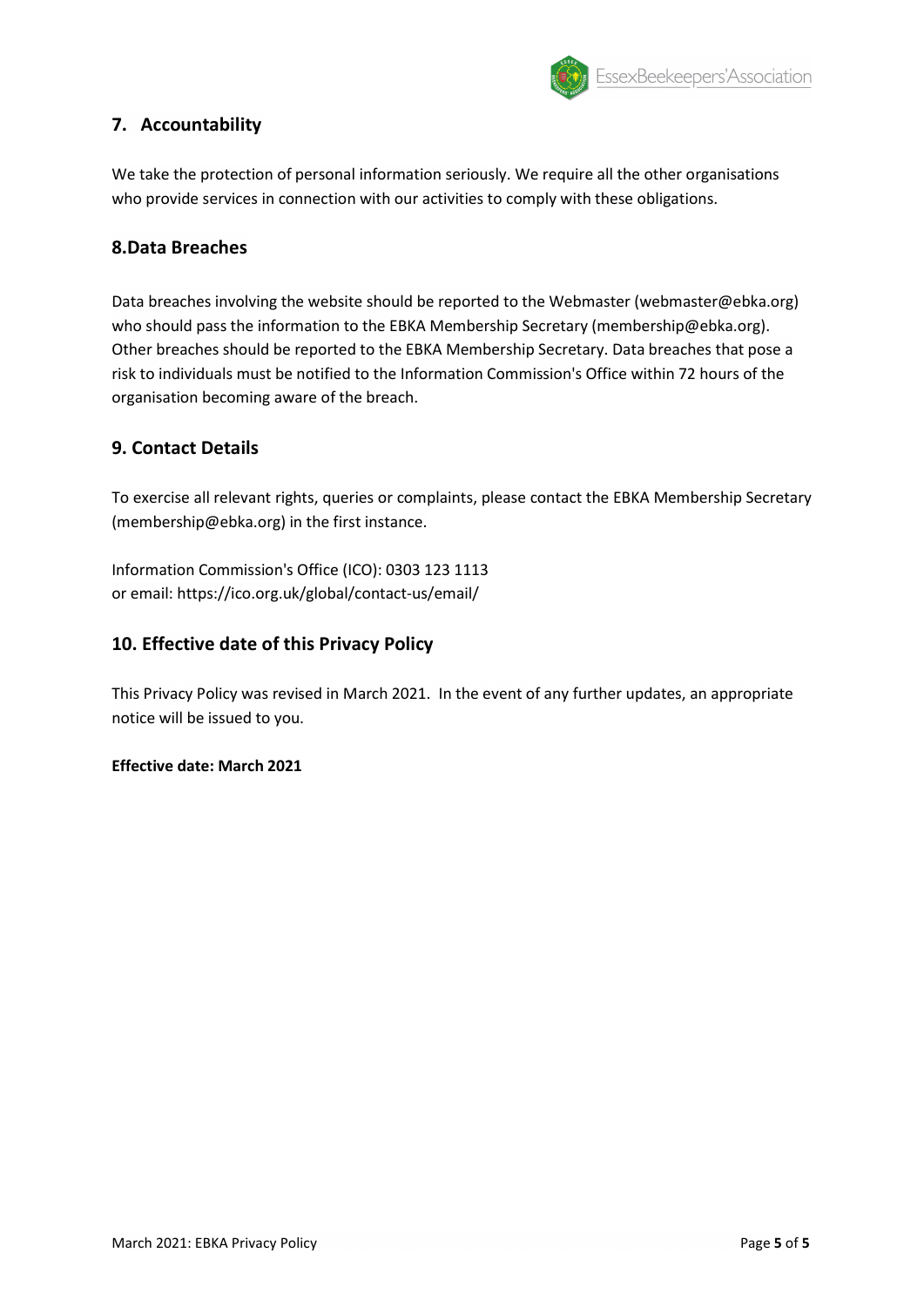## 7. Accountability

We take the protection of personal information seriously. We require all the other organisations who provide services in connection with our activities to comply with these obligations.

## 8.Data Breaches

Data breaches involving the website should be reported to the Webmaster (webmaster@ebka.org) who should pass the information to the EBKA Membership Secretary (membership@ebka.org). Other breaches should be reported to the EBKA Membership Secretary. Data breaches that pose a risk to individuals must be notified to the Information Commission's Office within 72 hours of the organisation becoming aware of the breach.

## 9. Contact Details

To exercise all relevant rights, queries or complaints, please contact the EBKA Membership Secretary (membership@ebka.org) in the first instance.

Information Commission's Office (ICO): 0303 123 1113
or email: https://ico.org.uk/global/contact-us/email/

## 10. Effective date of this Privacy Policy

This Privacy Policy was revised in March 2021. In the event of any further updates, an appropriate notice will be issued to you.

**Effective date: March 2021**